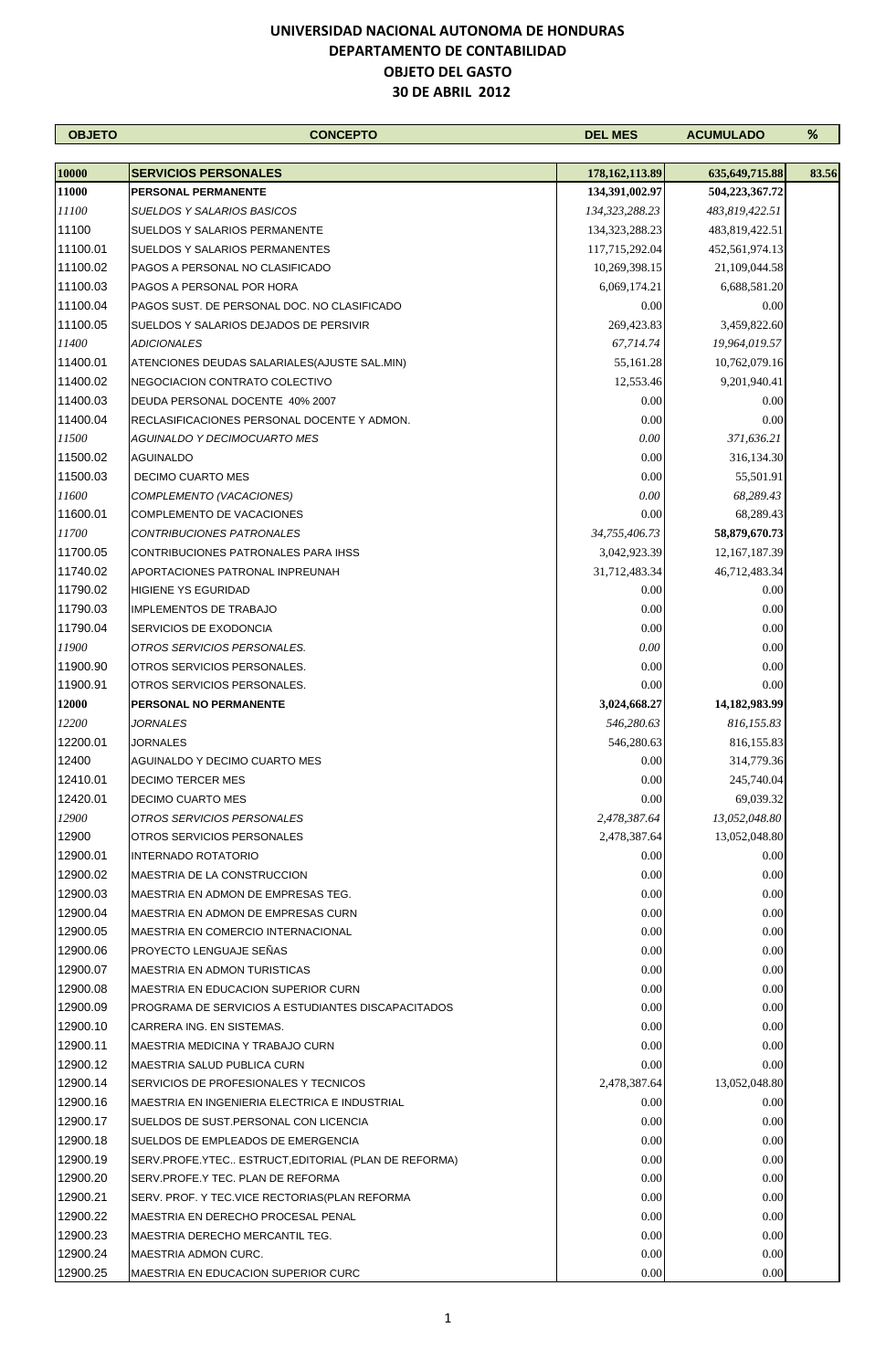# UNIVERSIDAD NACIONAL AUTONOMA DE HONDURAS
## DEPARTAMENTO DE CONTABILIDAD
## OBJETO DEL GASTO
## 30 DE ABRIL 2012

| OBJETO | CONCEPTO | DEL MES | ACUMULADO | % |
|---|---|---|---|---|
| **10000** | **SERVICIOS PERSONALES** | **178,162,113.89** | **635,649,715.88** | **83.56** |
| **11000** | **PERSONAL PERMANENTE** | **134,391,002.97** | **504,223,367.72** | |
| *11100* | *SUELDOS Y SALARIOS BASICOS* | *134,323,288.23* | *483,819,422.51* | |
| 11100 | SUELDOS Y SALARIOS PERMANENTE | 134,323,288.23 | 483,819,422.51 | |
| 11100.01 | SUELDOS Y SALARIOS PERMANENTES | 117,715,292.04 | 452,561,974.13 | |
| 11100.02 | PAGOS A PERSONAL NO CLASIFICADO | 10,269,398.15 | 21,109,044.58 | |
| 11100.03 | PAGOS A PERSONAL POR HORA | 6,069,174.21 | 6,688,581.20 | |
| 11100.04 | PAGOS SUST. DE PERSONAL DOC. NO CLASIFICADO | 0.00 | 0.00 | |
| 11100.05 | SUELDOS Y SALARIOS DEJADOS DE PERSIVIR | 269,423.83 | 3,459,822.60 | |
| *11400* | *ADICIONALES* | *67,714.74* | *19,964,019.57* | |
| 11400.01 | ATENCIONES DEUDAS SALARIALES(AJUSTE SAL.MIN) | 55,161.28 | 10,762,079.16 | |
| 11400.02 | NEGOCIACION CONTRATO COLECTIVO | 12,553.46 | 9,201,940.41 | |
| 11400.03 | DEUDA PERSONAL DOCENTE 40% 2007 | 0.00 | 0.00 | |
| 11400.04 | RECLASIFICACIONES PERSONAL DOCENTE Y ADMON. | 0.00 | 0.00 | |
| *11500* | *AGUINALDO Y DECIMOCUARTO MES* | *0.00* | *371,636.21* | |
| 11500.02 | AGUINALDO | 0.00 | 316,134.30 | |
| 11500.03 | DECIMO CUARTO MES | 0.00 | 55,501.91 | |
| *11600* | *COMPLEMENTO (VACACIONES)* | *0.00* | *68,289.43* | |
| 11600.01 | COMPLEMENTO DE VACACIONES | 0.00 | 68,289.43 | |
| *11700* | *CONTRIBUCIONES PATRONALES* | *34,755,406.73* | **58,879,670.73** | |
| 11700.05 | CONTRIBUCIONES PATRONALES PARA IHSS | 3,042,923.39 | 12,167,187.39 | |
| 11740.02 | APORTACIONES PATRONAL INPREUNAH | 31,712,483.34 | 46,712,483.34 | |
| 11790.02 | HIGIENE YS EGURIDAD | 0.00 | 0.00 | |
| 11790.03 | IMPLEMENTOS DE TRABAJO | 0.00 | 0.00 | |
| 11790.04 | SERVICIOS DE EXODONCIA | 0.00 | 0.00 | |
| *11900* | *OTROS SERVICIOS PERSONALES.* | *0.00* | 0.00 | |
| 11900.90 | OTROS SERVICIOS PERSONALES. | 0.00 | 0.00 | |
| 11900.91 | OTROS SERVICIOS PERSONALES. | 0.00 | 0.00 | |
| **12000** | **PERSONAL NO PERMANENTE** | **3,024,668.27** | **14,182,983.99** | |
| *12200* | *JORNALES* | *546,280.63* | *816,155.83* | |
| 12200.01 | JORNALES | 546,280.63 | 816,155.83 | |
| 12400 | AGUINALDO Y DECIMO CUARTO MES | 0.00 | 314,779.36 | |
| 12410.01 | DECIMO TERCER MES | 0.00 | 245,740.04 | |
| 12420.01 | DECIMO CUARTO MES | 0.00 | 69,039.32 | |
| *12900* | *OTROS SERVICIOS PERSONALES* | *2,478,387.64* | *13,052,048.80* | |
| 12900 | OTROS SERVICIOS PERSONALES | 2,478,387.64 | 13,052,048.80 | |
| 12900.01 | INTERNADO ROTATORIO | 0.00 | 0.00 | |
| 12900.02 | MAESTRIA DE LA CONSTRUCCION | 0.00 | 0.00 | |
| 12900.03 | MAESTRIA EN ADMON DE EMPRESAS TEG. | 0.00 | 0.00 | |
| 12900.04 | MAESTRIA EN ADMON DE EMPRESAS CURN | 0.00 | 0.00 | |
| 12900.05 | MAESTRIA EN COMERCIO INTERNACIONAL | 0.00 | 0.00 | |
| 12900.06 | PROYECTO LENGUAJE SEÑAS | 0.00 | 0.00 | |
| 12900.07 | MAESTRIA EN ADMON TURISTICAS | 0.00 | 0.00 | |
| 12900.08 | MAESTRIA EN EDUCACION SUPERIOR CURN | 0.00 | 0.00 | |
| 12900.09 | PROGRAMA DE SERVICIOS A ESTUDIANTES DISCAPACITADOS | 0.00 | 0.00 | |
| 12900.10 | CARRERA ING. EN SISTEMAS. | 0.00 | 0.00 | |
| 12900.11 | MAESTRIA MEDICINA Y TRABAJO CURN | 0.00 | 0.00 | |
| 12900.12 | MAESTRIA SALUD PUBLICA CURN | 0.00 | 0.00 | |
| 12900.14 | SERVICIOS DE PROFESIONALES Y TECNICOS | 2,478,387.64 | 13,052,048.80 | |
| 12900.16 | MAESTRIA EN INGENIERIA ELECTRICA E INDUSTRIAL | 0.00 | 0.00 | |
| 12900.17 | SUELDOS DE SUST.PERSONAL CON LICENCIA | 0.00 | 0.00 | |
| 12900.18 | SUELDOS DE EMPLEADOS DE EMERGENCIA | 0.00 | 0.00 | |
| 12900.19 | SERV.PROFE.YTEC.. ESTRUCT,EDITORIAL (PLAN DE REFORMA) | 0.00 | 0.00 | |
| 12900.20 | SERV.PROFE.Y TEC. PLAN DE REFORMA | 0.00 | 0.00 | |
| 12900.21 | SERV. PROF. Y TEC.VICE RECTORIAS(PLAN REFORMA | 0.00 | 0.00 | |
| 12900.22 | MAESTRIA EN DERECHO PROCESAL PENAL | 0.00 | 0.00 | |
| 12900.23 | MAESTRIA DERECHO MERCANTIL TEG. | 0.00 | 0.00 | |
| 12900.24 | MAESTRIA ADMON CURC. | 0.00 | 0.00 | |
| 12900.25 | MAESTRIA EN EDUCACION SUPERIOR CURC | 0.00 | 0.00 | |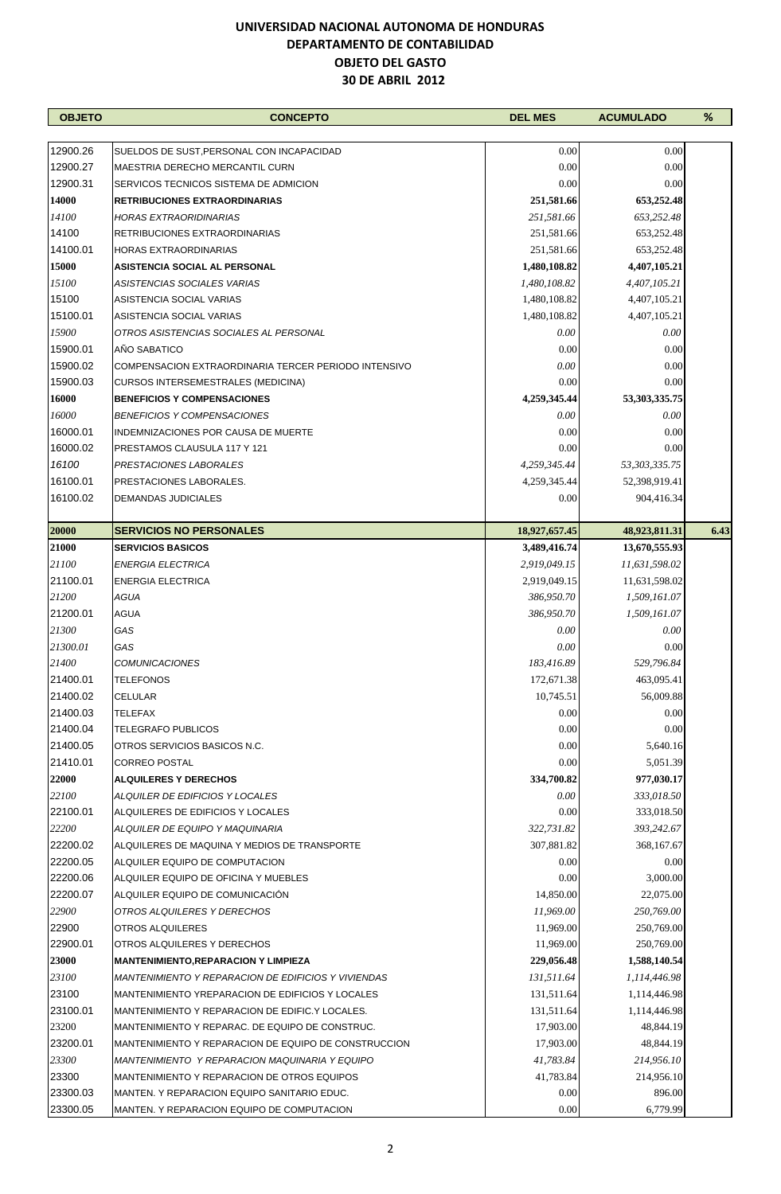# UNIVERSIDAD NACIONAL AUTONOMA DE HONDURAS
## DEPARTAMENTO DE CONTABILIDAD
## OBJETO DEL GASTO
## 30 DE ABRIL 2012

| OBJETO | CONCEPTO | DEL MES | ACUMULADO | % |
|---|---|---|---|---|
| 12900.26 | SUELDOS DE SUST,PERSONAL CON INCAPACIDAD | 0.00 | 0.00 | |
| 12900.27 | MAESTRIA DERECHO MERCANTIL CURN | 0.00 | 0.00 | |
| 12900.31 | SERVICOS TECNICOS SISTEMA DE ADMICION | 0.00 | 0.00 | |
| **14000** | **RETRIBUCIONES EXTRAORDINARIAS** | **251,581.66** | **653,252.48** | |
| *14100* | *HORAS EXTRAORIDINARIAS* | *251,581.66* | *653,252.48* | |
| 14100 | RETRIBUCIONES EXTRAORDINARIAS | 251,581.66 | 653,252.48 | |
| 14100.01 | HORAS EXTRAORDINARIAS | 251,581.66 | 653,252.48 | |
| **15000** | **ASISTENCIA SOCIAL AL PERSONAL** | **1,480,108.82** | **4,407,105.21** | |
| *15100* | *ASISTENCIAS SOCIALES VARIAS* | *1,480,108.82* | *4,407,105.21* | |
| 15100 | ASISTENCIA SOCIAL VARIAS | 1,480,108.82 | 4,407,105.21 | |
| 15100.01 | ASISTENCIA SOCIAL VARIAS | 1,480,108.82 | 4,407,105.21 | |
| *15900* | *OTROS ASISTENCIAS SOCIALES AL PERSONAL* | *0.00* | *0.00* | |
| 15900.01 | AÑO SABATICO | 0.00 | 0.00 | |
| 15900.02 | COMPENSACION EXTRAORDINARIA TERCER PERIODO INTENSIVO | *0.00* | 0.00 | |
| 15900.03 | CURSOS INTERSEMESTRALES (MEDICINA) | 0.00 | 0.00 | |
| **16000** | **BENEFICIOS Y COMPENSACIONES** | **4,259,345.44** | **53,303,335.75** | |
| *16000* | *BENEFICIOS Y COMPENSACIONES* | *0.00* | *0.00* | |
| 16000.01 | INDEMNIZACIONES POR CAUSA DE MUERTE | 0.00 | 0.00 | |
| 16000.02 | PRESTAMOS CLAUSULA 117 Y 121 | 0.00 | 0.00 | |
| *16100* | *PRESTACIONES LABORALES* | *4,259,345.44* | *53,303,335.75* | |
| 16100.01 | PRESTACIONES LABORALES. | 4,259,345.44 | 52,398,919.41 | |
| 16100.02 | DEMANDAS JUDICIALES | 0.00 | 904,416.34 | |
| **20000** | **SERVICIOS NO PERSONALES** | **18,927,657.45** | **48,923,811.31** | **6.43** |
| **21000** | **SERVICIOS BASICOS** | **3,489,416.74** | **13,670,555.93** | |
| *21100* | *ENERGIA ELECTRICA* | *2,919,049.15* | *11,631,598.02* | |
| 21100.01 | ENERGIA ELECTRICA | 2,919,049.15 | 11,631,598.02 | |
| *21200* | *AGUA* | *386,950.70* | *1,509,161.07* | |
| 21200.01 | AGUA | *386,950.70* | *1,509,161.07* | |
| *21300* | *GAS* | *0.00* | *0.00* | |
| *21300.01* | *GAS* | *0.00* | 0.00 | |
| *21400* | *COMUNICACIONES* | *183,416.89* | *529,796.84* | |
| 21400.01 | TELEFONOS | 172,671.38 | 463,095.41 | |
| 21400.02 | CELULAR | 10,745.51 | 56,009.88 | |
| 21400.03 | TELEFAX | 0.00 | 0.00 | |
| 21400.04 | TELEGRAFO PUBLICOS | 0.00 | 0.00 | |
| 21400.05 | OTROS SERVICIOS BASICOS N.C. | 0.00 | 5,640.16 | |
| 21410.01 | CORREO POSTAL | 0.00 | 5,051.39 | |
| **22000** | **ALQUILERES Y DERECHOS** | **334,700.82** | **977,030.17** | |
| *22100* | *ALQUILER DE EDIFICIOS Y LOCALES* | *0.00* | *333,018.50* | |
| 22100.01 | ALQUILERES DE EDIFICIOS Y LOCALES | 0.00 | 333,018.50 | |
| *22200* | *ALQUILER DE EQUIPO Y MAQUINARIA* | *322,731.82* | *393,242.67* | |
| 22200.02 | ALQUILERES DE MAQUINA Y MEDIOS DE TRANSPORTE | 307,881.82 | 368,167.67 | |
| 22200.05 | ALQUILER EQUIPO DE COMPUTACION | 0.00 | 0.00 | |
| 22200.06 | ALQUILER EQUIPO DE OFICINA Y MUEBLES | 0.00 | 3,000.00 | |
| 22200.07 | ALQUILER EQUIPO DE COMUNICACIÓN | 14,850.00 | 22,075.00 | |
| *22900* | *OTROS ALQUILERES Y DERECHOS* | *11,969.00* | *250,769.00* | |
| 22900 | OTROS ALQUILERES | 11,969.00 | 250,769.00 | |
| 22900.01 | OTROS ALQUILERES Y DERECHOS | 11,969.00 | 250,769.00 | |
| **23000** | **MANTENIMIENTO,REPARACION Y LIMPIEZA** | **229,056.48** | **1,588,140.54** | |
| *23100* | *MANTENIMIENTO Y REPARACION DE EDIFICIOS Y VIVIENDAS* | *131,511.64* | *1,114,446.98* | |
| 23100 | MANTENIMIENTO YREPARACION DE EDIFICIOS Y LOCALES | 131,511.64 | 1,114,446.98 | |
| 23100.01 | MANTENIMIENTO Y REPARACION DE EDIFIC.Y LOCALES. | 131,511.64 | 1,114,446.98 | |
| 23200 | MANTENIMIENTO Y REPARAC. DE EQUIPO DE CONSTRUC. | 17,903.00 | 48,844.19 | |
| 23200.01 | MANTENIMIENTO Y REPARACION DE EQUIPO DE CONSTRUCCION | 17,903.00 | 48,844.19 | |
| *23300* | *MANTENIMIENTO Y REPARACION MAQUINARIA Y EQUIPO* | *41,783.84* | *214,956.10* | |
| 23300 | MANTENIMIENTO Y REPARACION DE OTROS EQUIPOS | 41,783.84 | 214,956.10 | |
| 23300.03 | MANTEN. Y REPARACION EQUIPO SANITARIO EDUC. | 0.00 | 896.00 | |
| 23300.05 | MANTEN. Y REPARACION EQUIPO DE COMPUTACION | 0.00 | 6,779.99 | |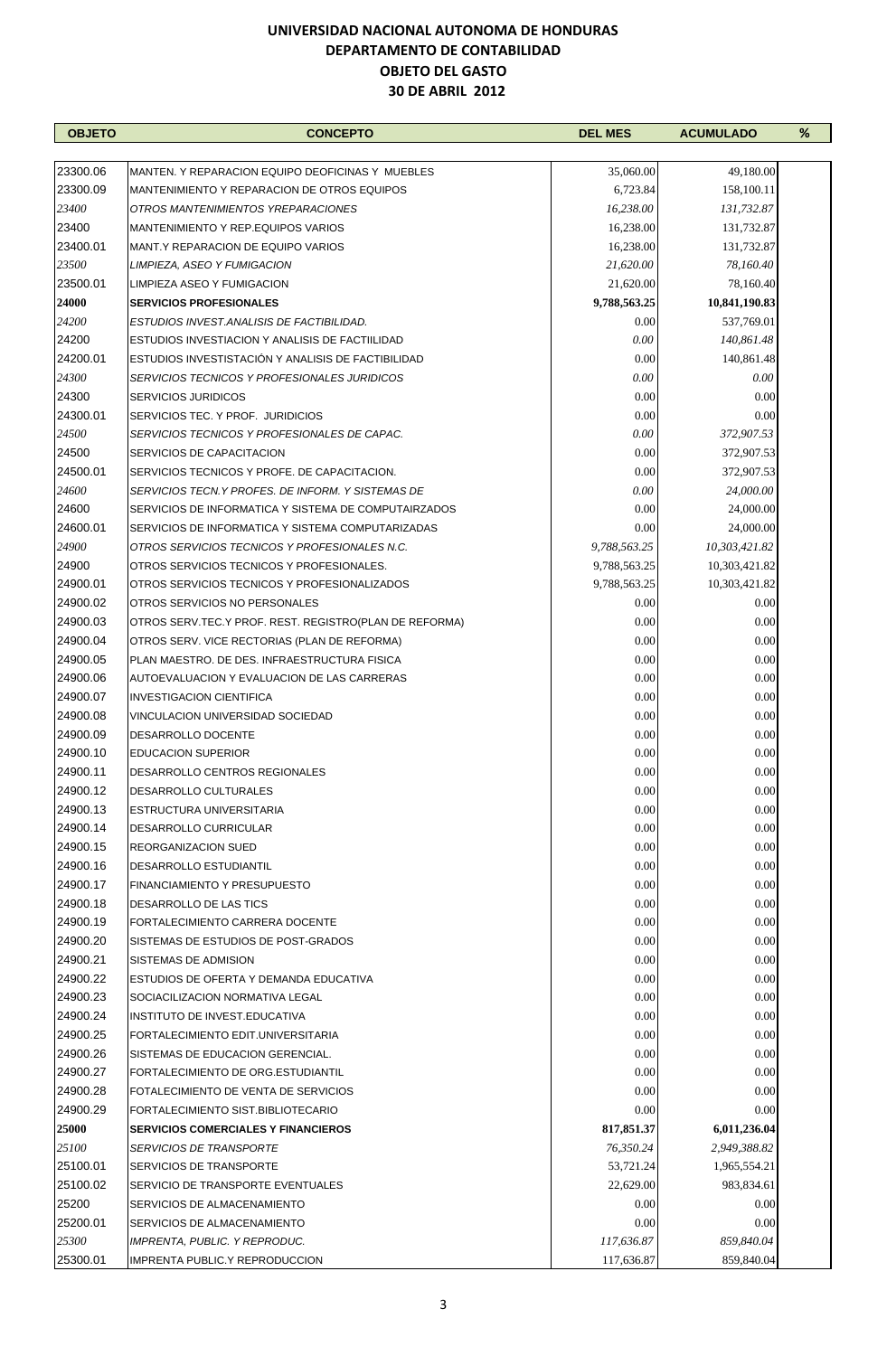# UNIVERSIDAD NACIONAL AUTONOMA DE HONDURAS
## DEPARTAMENTO DE CONTABILIDAD
### OBJETO DEL GASTO
### 30 DE ABRIL 2012

| OBJETO | CONCEPTO | DEL MES | ACUMULADO | % |
|---|---|---|---|---|
| 23300.06 | MANTEN. Y REPARACION EQUIPO DEOFICINAS Y MUEBLES | 35,060.00 | 49,180.00 | |
| 23300.09 | MANTENIMIENTO Y REPARACION DE OTROS EQUIPOS | 6,723.84 | 158,100.11 | |
| *23400* | *OTROS MANTENIMIENTOS YREPARACIONES* | *16,238.00* | *131,732.87* | |
| 23400 | MANTENIMIENTO Y REP.EQUIPOS VARIOS | 16,238.00 | 131,732.87 | |
| 23400.01 | MANT.Y REPARACION DE EQUIPO VARIOS | 16,238.00 | 131,732.87 | |
| *23500* | *LIMPIEZA, ASEO Y FUMIGACION* | *21,620.00* | *78,160.40* | |
| 23500.01 | LIMPIEZA ASEO Y FUMIGACION | 21,620.00 | 78,160.40 | |
| **24000** | **SERVICIOS PROFESIONALES** | **9,788,563.25** | **10,841,190.83** | |
| *24200* | *ESTUDIOS INVEST.ANALISIS DE FACTIBILIDAD.* | 0.00 | 537,769.01 | |
| 24200 | ESTUDIOS INVESTIACION Y ANALISIS DE FACTIILIDAD | *0.00* | *140,861.48* | |
| 24200.01 | ESTUDIOS INVESTISTACIÓN Y ANALISIS DE FACTIBILIDAD | 0.00 | 140,861.48 | |
| *24300* | *SERVICIOS TECNICOS Y PROFESIONALES JURIDICOS* | *0.00* | *0.00* | |
| 24300 | SERVICIOS JURIDICOS | 0.00 | 0.00 | |
| 24300.01 | SERVICIOS TEC. Y PROF. JURIDICIOS | 0.00 | 0.00 | |
| *24500* | *SERVICIOS TECNICOS Y PROFESIONALES DE CAPAC.* | *0.00* | *372,907.53* | |
| 24500 | SERVICIOS DE CAPACITACION | 0.00 | 372,907.53 | |
| 24500.01 | SERVICIOS TECNICOS Y PROFE. DE CAPACITACION. | 0.00 | 372,907.53 | |
| *24600* | *SERVICIOS TECN.Y PROFES. DE INFORM. Y SISTEMAS DE* | *0.00* | *24,000.00* | |
| 24600 | SERVICIOS DE INFORMATICA Y SISTEMA DE COMPUTAIRZADOS | 0.00 | 24,000.00 | |
| 24600.01 | SERVICIOS DE INFORMATICA Y SISTEMA COMPUTARIZADAS | 0.00 | 24,000.00 | |
| *24900* | *OTROS SERVICIOS TECNICOS Y PROFESIONALES N.C.* | *9,788,563.25* | *10,303,421.82* | |
| 24900 | OTROS SERVICIOS TECNICOS Y PROFESIONALES. | 9,788,563.25 | 10,303,421.82 | |
| 24900.01 | OTROS SERVICIOS TECNICOS Y PROFESIONALIZADOS | 9,788,563.25 | 10,303,421.82 | |
| 24900.02 | OTROS SERVICIOS NO PERSONALES | 0.00 | 0.00 | |
| 24900.03 | OTROS SERV.TEC.Y PROF. REST. REGISTRO(PLAN DE REFORMA) | 0.00 | 0.00 | |
| 24900.04 | OTROS SERV. VICE RECTORIAS (PLAN DE REFORMA) | 0.00 | 0.00 | |
| 24900.05 | PLAN MAESTRO. DE DES. INFRAESTRUCTURA FISICA | 0.00 | 0.00 | |
| 24900.06 | AUTOEVALUACION Y EVALUACION DE LAS CARRERAS | 0.00 | 0.00 | |
| 24900.07 | INVESTIGACION CIENTIFICA | 0.00 | 0.00 | |
| 24900.08 | VINCULACION UNIVERSIDAD SOCIEDAD | 0.00 | 0.00 | |
| 24900.09 | DESARROLLO DOCENTE | 0.00 | 0.00 | |
| 24900.10 | EDUCACION SUPERIOR | 0.00 | 0.00 | |
| 24900.11 | DESARROLLO CENTROS REGIONALES | 0.00 | 0.00 | |
| 24900.12 | DESARROLLO CULTURALES | 0.00 | 0.00 | |
| 24900.13 | ESTRUCTURA UNIVERSITARIA | 0.00 | 0.00 | |
| 24900.14 | DESARROLLO CURRICULAR | 0.00 | 0.00 | |
| 24900.15 | REORGANIZACION SUED | 0.00 | 0.00 | |
| 24900.16 | DESARROLLO ESTUDIANTIL | 0.00 | 0.00 | |
| 24900.17 | FINANCIAMIENTO Y PRESUPUESTO | 0.00 | 0.00 | |
| 24900.18 | DESARROLLO DE LAS TICS | 0.00 | 0.00 | |
| 24900.19 | FORTALECIMIENTO CARRERA DOCENTE | 0.00 | 0.00 | |
| 24900.20 | SISTEMAS DE ESTUDIOS DE POST-GRADOS | 0.00 | 0.00 | |
| 24900.21 | SISTEMAS DE ADMISION | 0.00 | 0.00 | |
| 24900.22 | ESTUDIOS DE OFERTA Y DEMANDA EDUCATIVA | 0.00 | 0.00 | |
| 24900.23 | SOCIACILIZACION NORMATIVA LEGAL | 0.00 | 0.00 | |
| 24900.24 | INSTITUTO DE INVEST.EDUCATIVA | 0.00 | 0.00 | |
| 24900.25 | FORTALECIMIENTO EDIT.UNIVERSITARIA | 0.00 | 0.00 | |
| 24900.26 | SISTEMAS DE EDUCACION GERENCIAL. | 0.00 | 0.00 | |
| 24900.27 | FORTALECIMIENTO DE ORG.ESTUDIANTIL | 0.00 | 0.00 | |
| 24900.28 | FOTALECIMIENTO DE VENTA DE SERVICIOS | 0.00 | 0.00 | |
| 24900.29 | FORTALECIMIENTO SIST.BIBLIOTECARIO | 0.00 | 0.00 | |
| **25000** | **SERVICIOS COMERCIALES Y FINANCIEROS** | **817,851.37** | **6,011,236.04** | |
| *25100* | *SERVICIOS DE TRANSPORTE* | *76,350.24* | *2,949,388.82* | |
| 25100.01 | SERVICIOS DE TRANSPORTE | 53,721.24 | 1,965,554.21 | |
| 25100.02 | SERVICIO DE TRANSPORTE EVENTUALES | 22,629.00 | 983,834.61 | |
| 25200 | SERVICIOS DE ALMACENAMIENTO | 0.00 | 0.00 | |
| 25200.01 | SERVICIOS DE ALMACENAMIENTO | 0.00 | 0.00 | |
| *25300* | *IMPRENTA, PUBLIC. Y REPRODUC.* | *117,636.87* | *859,840.04* | |
| 25300.01 | IMPRENTA PUBLIC.Y REPRODUCCION | 117,636.87 | 859,840.04 | |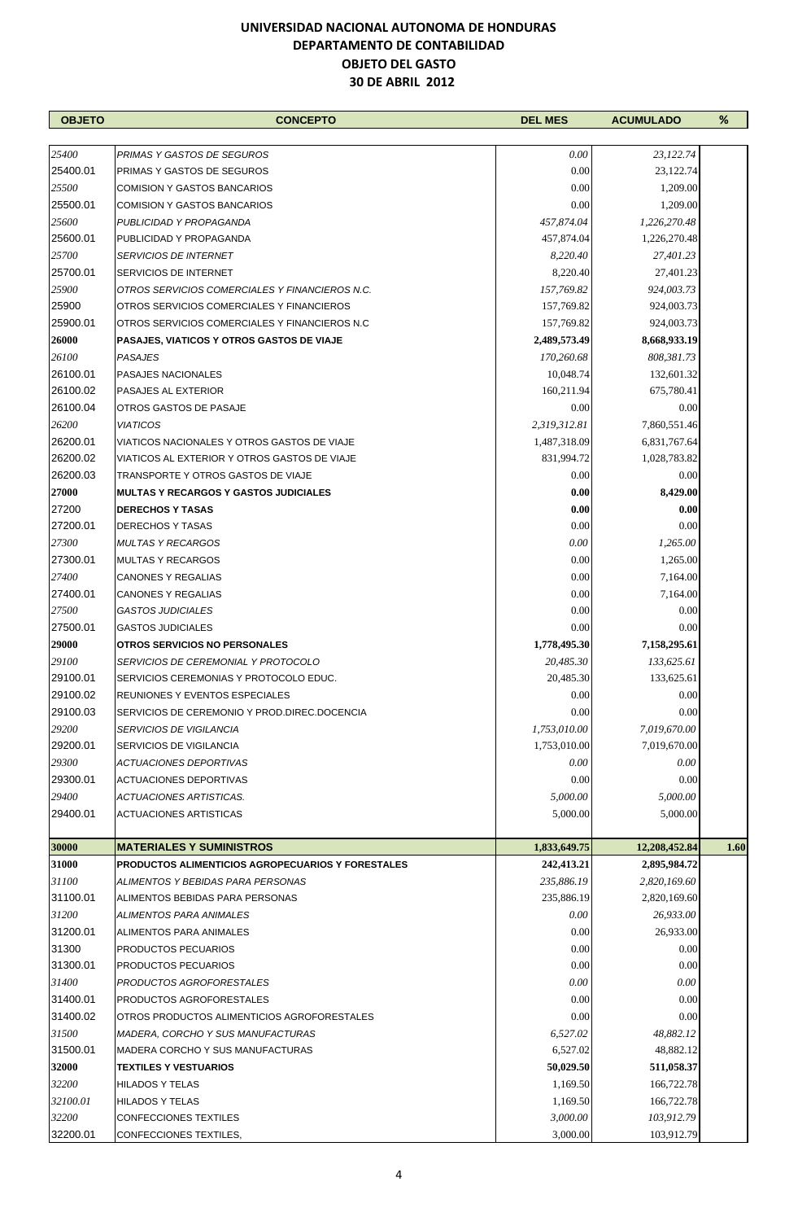# UNIVERSIDAD NACIONAL AUTONOMA DE HONDURAS
## DEPARTAMENTO DE CONTABILIDAD
## OBJETO DEL GASTO
## 30 DE ABRIL 2012

| OBJETO | CONCEPTO | DEL MES | ACUMULADO | % |
|---|---|---|---|---|
| *25400* | *PRIMAS Y GASTOS DE SEGUROS* | *0.00* | *23,122.74* | |
| 25400.01 | PRIMAS Y GASTOS DE SEGUROS | 0.00 | 23,122.74 | |
| *25500* | COMISION Y GASTOS BANCARIOS | 0.00 | 1,209.00 | |
| 25500.01 | COMISION Y GASTOS BANCARIOS | 0.00 | 1,209.00 | |
| *25600* | *PUBLICIDAD Y PROPAGANDA* | *457,874.04* | *1,226,270.48* | |
| 25600.01 | PUBLICIDAD Y PROPAGANDA | 457,874.04 | 1,226,270.48 | |
| *25700* | *SERVICIOS DE INTERNET* | *8,220.40* | *27,401.23* | |
| 25700.01 | SERVICIOS DE INTERNET | 8,220.40 | 27,401.23 | |
| *25900* | *OTROS SERVICIOS COMERCIALES Y FINANCIEROS N.C.* | *157,769.82* | *924,003.73* | |
| 25900 | OTROS SERVICIOS COMERCIALES Y FINANCIEROS | 157,769.82 | 924,003.73 | |
| 25900.01 | OTROS SERVICIOS COMERCIALES Y FINANCIEROS N.C | 157,769.82 | 924,003.73 | |
| **26000** | **PASAJES, VIATICOS Y OTROS GASTOS DE VIAJE** | **2,489,573.49** | **8,668,933.19** | |
| *26100* | *PASAJES* | *170,260.68* | *808,381.73* | |
| 26100.01 | PASAJES NACIONALES | 10,048.74 | 132,601.32 | |
| 26100.02 | PASAJES AL EXTERIOR | 160,211.94 | 675,780.41 | |
| 26100.04 | OTROS GASTOS DE PASAJE | 0.00 | 0.00 | |
| *26200* | *VIATICOS* | *2,319,312.81* | 7,860,551.46 | |
| 26200.01 | VIATICOS NACIONALES Y OTROS GASTOS DE VIAJE | 1,487,318.09 | 6,831,767.64 | |
| 26200.02 | VIATICOS AL EXTERIOR Y OTROS GASTOS DE VIAJE | 831,994.72 | 1,028,783.82 | |
| 26200.03 | TRANSPORTE Y OTROS GASTOS DE VIAJE | 0.00 | 0.00 | |
| **27000** | **MULTAS Y RECARGOS Y GASTOS JUDICIALES** | **0.00** | **8,429.00** | |
| 27200 | **DERECHOS Y TASAS** | **0.00** | **0.00** | |
| 27200.01 | DERECHOS Y TASAS | 0.00 | 0.00 | |
| *27300* | *MULTAS Y RECARGOS* | *0.00* | *1,265.00* | |
| 27300.01 | MULTAS Y RECARGOS | 0.00 | 1,265.00 | |
| *27400* | CANONES Y REGALIAS | 0.00 | 7,164.00 | |
| 27400.01 | CANONES Y REGALIAS | 0.00 | 7,164.00 | |
| *27500* | *GASTOS JUDICIALES* | 0.00 | 0.00 | |
| 27500.01 | GASTOS JUDICIALES | 0.00 | 0.00 | |
| **29000** | **OTROS SERVICIOS NO PERSONALES** | **1,778,495.30** | **7,158,295.61** | |
| *29100* | *SERVICIOS DE CEREMONIAL Y PROTOCOLO* | *20,485.30* | *133,625.61* | |
| 29100.01 | SERVICIOS CEREMONIAS Y PROTOCOLO EDUC. | 20,485.30 | 133,625.61 | |
| 29100.02 | REUNIONES Y EVENTOS ESPECIALES | 0.00 | 0.00 | |
| 29100.03 | SERVICIOS DE CEREMONIO Y PROD.DIREC.DOCENCIA | 0.00 | 0.00 | |
| *29200* | *SERVICIOS DE VIGILANCIA* | *1,753,010.00* | *7,019,670.00* | |
| 29200.01 | SERVICIOS DE VIGILANCIA | 1,753,010.00 | 7,019,670.00 | |
| *29300* | *ACTUACIONES DEPORTIVAS* | *0.00* | *0.00* | |
| 29300.01 | ACTUACIONES DEPORTIVAS | 0.00 | 0.00 | |
| *29400* | *ACTUACIONES ARTISTICAS.* | *5,000.00* | *5,000.00* | |
| 29400.01 | ACTUACIONES ARTISTICAS | 5,000.00 | 5,000.00 | |
| | | | | |
| **30000** | **MATERIALES Y SUMINISTROS** | **1,833,649.75** | **12,208,452.84** | **1.60** |
| **31000** | **PRODUCTOS ALIMENTICIOS AGROPECUARIOS Y FORESTALES** | **242,413.21** | **2,895,984.72** | |
| *31100* | *ALIMENTOS Y BEBIDAS PARA PERSONAS* | *235,886.19* | *2,820,169.60* | |
| 31100.01 | ALIMENTOS BEBIDAS PARA PERSONAS | 235,886.19 | 2,820,169.60 | |
| *31200* | *ALIMENTOS PARA ANIMALES* | *0.00* | *26,933.00* | |
| 31200.01 | ALIMENTOS PARA ANIMALES | 0.00 | 26,933.00 | |
| 31300 | PRODUCTOS PECUARIOS | 0.00 | 0.00 | |
| 31300.01 | PRODUCTOS PECUARIOS | 0.00 | 0.00 | |
| *31400* | *PRODUCTOS AGROFORESTALES* | *0.00* | *0.00* | |
| 31400.01 | PRODUCTOS AGROFORESTALES | 0.00 | 0.00 | |
| 31400.02 | OTROS PRODUCTOS ALIMENTICIOS AGROFORESTALES | 0.00 | 0.00 | |
| *31500* | *MADERA, CORCHO Y SUS MANUFACTURAS* | *6,527.02* | *48,882.12* | |
| 31500.01 | MADERA CORCHO Y SUS MANUFACTURAS | 6,527.02 | 48,882.12 | |
| **32000** | **TEXTILES Y VESTUARIOS** | **50,029.50** | **511,058.37** | |
| *32200* | HILADOS Y TELAS | 1,169.50 | 166,722.78 | |
| *32100.01* | HILADOS Y TELAS | 1,169.50 | 166,722.78 | |
| *32200* | CONFECCIONES TEXTILES | *3,000.00* | *103,912.79* | |
| 32200.01 | CONFECCIONES TEXTILES, | 3,000.00 | 103,912.79 | |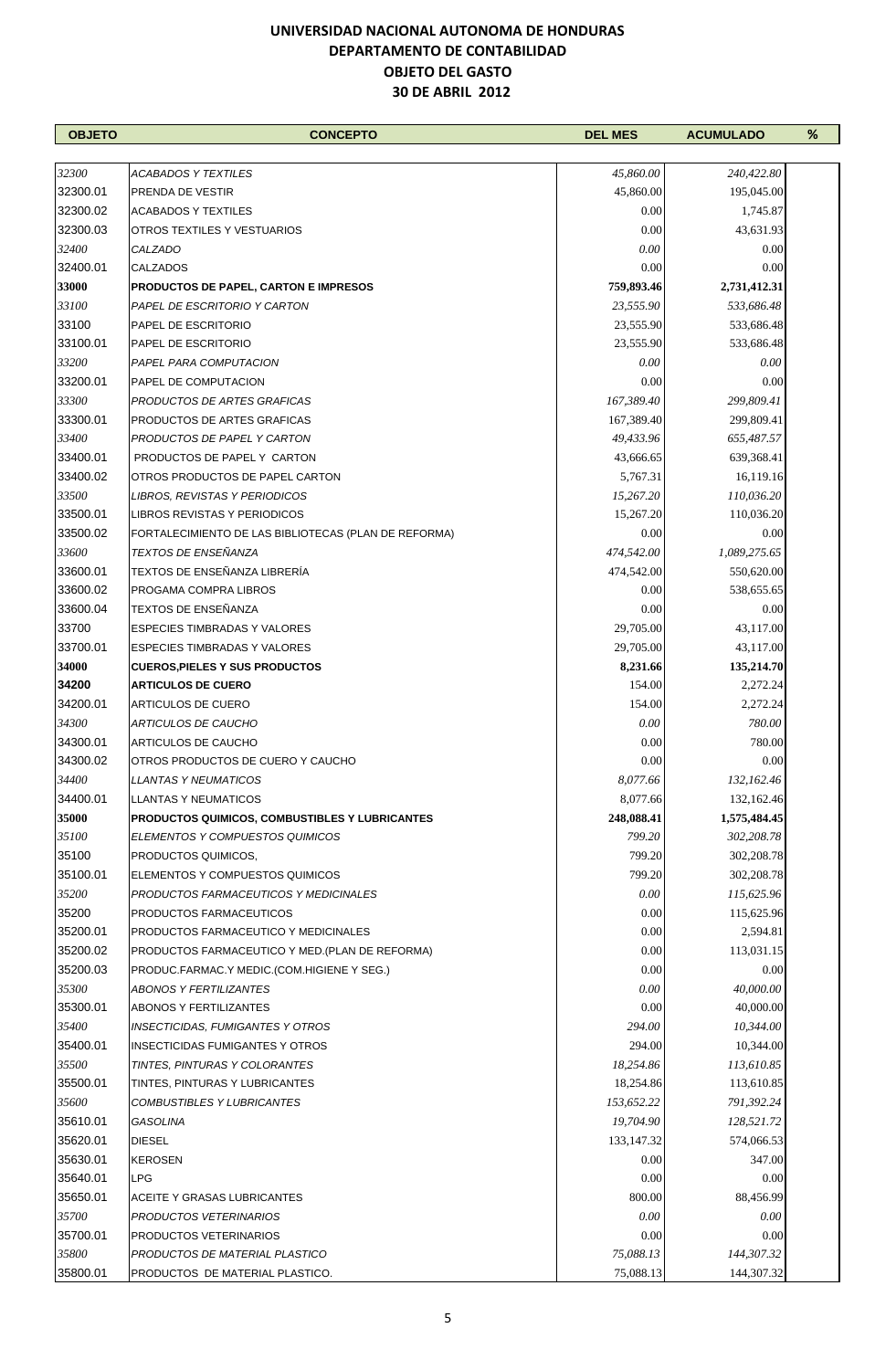# UNIVERSIDAD NACIONAL AUTONOMA DE HONDURAS
## DEPARTAMENTO DE CONTABILIDAD
### OBJETO DEL GASTO
### 30 DE ABRIL 2012

| OBJETO | CONCEPTO | DEL MES | ACUMULADO | % |
|---|---|---|---|---|
| *32300* | *ACABADOS Y TEXTILES* | *45,860.00* | *240,422.80* | |
| 32300.01 | PRENDA DE VESTIR | 45,860.00 | 195,045.00 | |
| 32300.02 | ACABADOS Y TEXTILES | 0.00 | 1,745.87 | |
| 32300.03 | OTROS TEXTILES Y VESTUARIOS | 0.00 | 43,631.93 | |
| *32400* | *CALZADO* | *0.00* | 0.00 | |
| 32400.01 | CALZADOS | 0.00 | 0.00 | |
| **33000** | **PRODUCTOS DE PAPEL, CARTON E IMPRESOS** | **759,893.46** | **2,731,412.31** | |
| *33100* | *PAPEL DE ESCRITORIO Y CARTON* | *23,555.90* | *533,686.48* | |
| 33100 | PAPEL DE ESCRITORIO | 23,555.90 | 533,686.48 | |
| 33100.01 | PAPEL DE ESCRITORIO | 23,555.90 | 533,686.48 | |
| *33200* | *PAPEL PARA COMPUTACION* | *0.00* | *0.00* | |
| 33200.01 | PAPEL DE COMPUTACION | 0.00 | 0.00 | |
| *33300* | *PRODUCTOS DE ARTES GRAFICAS* | *167,389.40* | *299,809.41* | |
| 33300.01 | PRODUCTOS DE ARTES GRAFICAS | 167,389.40 | 299,809.41 | |
| *33400* | *PRODUCTOS DE PAPEL Y CARTON* | *49,433.96* | *655,487.57* | |
| 33400.01 | PRODUCTOS DE PAPEL Y CARTON | 43,666.65 | 639,368.41 | |
| 33400.02 | OTROS PRODUCTOS DE PAPEL CARTON | 5,767.31 | 16,119.16 | |
| *33500* | *LIBROS, REVISTAS Y PERIODICOS* | *15,267.20* | *110,036.20* | |
| 33500.01 | LIBROS REVISTAS Y PERIODICOS | 15,267.20 | 110,036.20 | |
| 33500.02 | FORTALECIMIENTO DE LAS BIBLIOTECAS (PLAN DE REFORMA) | 0.00 | 0.00 | |
| *33600* | *TEXTOS DE ENSEÑANZA* | *474,542.00* | *1,089,275.65* | |
| 33600.01 | TEXTOS DE ENSEÑANZA LIBRERÍA | 474,542.00 | 550,620.00 | |
| 33600.02 | PROGAMA COMPRA LIBROS | 0.00 | 538,655.65 | |
| 33600.04 | TEXTOS DE ENSEÑANZA | 0.00 | 0.00 | |
| 33700 | ESPECIES TIMBRADAS Y VALORES | 29,705.00 | 43,117.00 | |
| 33700.01 | ESPECIES TIMBRADAS Y VALORES | 29,705.00 | 43,117.00 | |
| **34000** | **CUEROS,PIELES Y SUS PRODUCTOS** | **8,231.66** | **135,214.70** | |
| **34200** | **ARTICULOS DE CUERO** | 154.00 | 2,272.24 | |
| 34200.01 | ARTICULOS DE CUERO | 154.00 | 2,272.24 | |
| *34300* | *ARTICULOS DE CAUCHO* | *0.00* | *780.00* | |
| 34300.01 | ARTICULOS DE CAUCHO | 0.00 | 780.00 | |
| 34300.02 | OTROS PRODUCTOS DE CUERO Y CAUCHO | 0.00 | 0.00 | |
| *34400* | *LLANTAS Y NEUMATICOS* | *8,077.66* | *132,162.46* | |
| 34400.01 | LLANTAS Y NEUMATICOS | 8,077.66 | 132,162.46 | |
| **35000** | **PRODUCTOS QUIMICOS, COMBUSTIBLES Y LUBRICANTES** | **248,088.41** | **1,575,484.45** | |
| *35100* | *ELEMENTOS Y COMPUESTOS QUIMICOS* | *799.20* | *302,208.78* | |
| 35100 | PRODUCTOS QUIMICOS, | 799.20 | 302,208.78 | |
| 35100.01 | ELEMENTOS Y COMPUESTOS QUIMICOS | 799.20 | 302,208.78 | |
| *35200* | *PRODUCTOS FARMACEUTICOS Y MEDICINALES* | *0.00* | *115,625.96* | |
| 35200 | PRODUCTOS FARMACEUTICOS | 0.00 | 115,625.96 | |
| 35200.01 | PRODUCTOS FARMACEUTICO Y MEDICINALES | 0.00 | 2,594.81 | |
| 35200.02 | PRODUCTOS FARMACEUTICO Y MED.(PLAN DE REFORMA) | 0.00 | 113,031.15 | |
| 35200.03 | PRODUC.FARMAC.Y MEDIC.(COM.HIGIENE Y SEG.) | 0.00 | 0.00 | |
| *35300* | *ABONOS Y FERTILIZANTES* | *0.00* | *40,000.00* | |
| 35300.01 | ABONOS Y FERTILIZANTES | 0.00 | 40,000.00 | |
| *35400* | *INSECTICIDAS, FUMIGANTES Y OTROS* | *294.00* | *10,344.00* | |
| 35400.01 | INSECTICIDAS FUMIGANTES Y OTROS | 294.00 | 10,344.00 | |
| *35500* | *TINTES, PINTURAS Y COLORANTES* | *18,254.86* | *113,610.85* | |
| 35500.01 | TINTES, PINTURAS Y LUBRICANTES | 18,254.86 | 113,610.85 | |
| *35600* | *COMBUSTIBLES Y LUBRICANTES* | *153,652.22* | *791,392.24* | |
| 35610.01 | *GASOLINA* | *19,704.90* | *128,521.72* | |
| 35620.01 | DIESEL | 133,147.32 | 574,066.53 | |
| 35630.01 | KEROSEN | 0.00 | 347.00 | |
| 35640.01 | LPG | 0.00 | 0.00 | |
| 35650.01 | ACEITE Y GRASAS LUBRICANTES | 800.00 | 88,456.99 | |
| *35700* | *PRODUCTOS VETERINARIOS* | *0.00* | *0.00* | |
| 35700.01 | PRODUCTOS VETERINARIOS | 0.00 | 0.00 | |
| *35800* | *PRODUCTOS DE MATERIAL PLASTICO* | *75,088.13* | *144,307.32* | |
| 35800.01 | PRODUCTOS DE MATERIAL PLASTICO. | 75,088.13 | 144,307.32 | |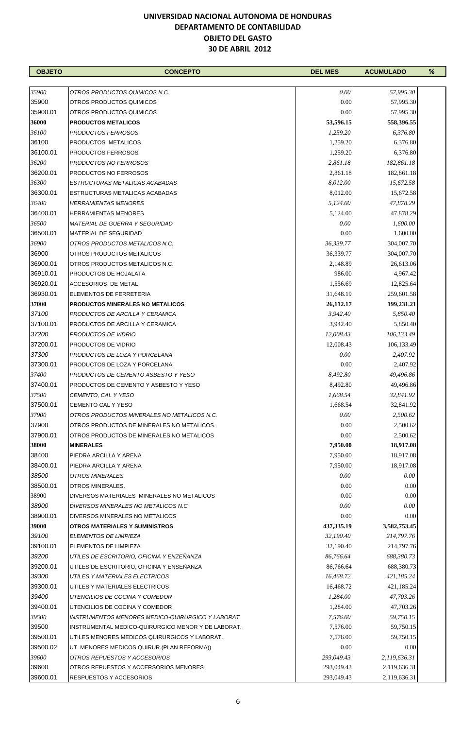# UNIVERSIDAD NACIONAL AUTONOMA DE HONDURAS
## DEPARTAMENTO DE CONTABILIDAD
### OBJETO DEL GASTO
### 30 DE ABRIL 2012

| OBJETO | CONCEPTO | DEL MES | ACUMULADO | % |
|---|---|---|---|---|
| *35900* | *OTROS PRODUCTOS QUIMICOS N.C.* | *0.00* | *57,995.30* | |
| 35900 | OTROS PRODUCTOS QUIMICOS | 0.00 | 57,995.30 | |
| 35900.01 | OTROS PRODUCTOS QUIMICOS | 0.00 | 57,995.30 | |
| **36000** | **PRODUCTOS METALICOS** | **53,596.15** | **558,396.55** | |
| *36100* | *PRODUCTOS FERROSOS* | *1,259.20* | *6,376.80* | |
| 36100 | PRODUCTOS METALICOS | 1,259.20 | 6,376.80 | |
| 36100.01 | PRODUCTOS FERROSOS | 1,259.20 | 6,376.80 | |
| *36200* | *PRODUCTOS NO FERROSOS* | *2,861.18* | *182,861.18* | |
| 36200.01 | PRODUCTOS NO FERROSOS | 2,861.18 | 182,861.18 | |
| *36300* | *ESTRUCTURAS METALICAS ACABADAS* | *8,012.00* | *15,672.58* | |
| 36300.01 | ESTRUCTURAS METALICAS ACABADAS | 8,012.00 | 15,672.58 | |
| *36400* | *HERRAMIENTAS MENORES* | *5,124.00* | *47,878.29* | |
| 36400.01 | HERRAMIENTAS MENORES | 5,124.00 | 47,878.29 | |
| *36500* | *MATERIAL DE GUERRA Y SEGURIDAD* | *0.00* | *1,600.00* | |
| 36500.01 | MATERIAL DE SEGURIDAD | 0.00 | 1,600.00 | |
| *36900* | *OTROS PRODUCTOS METALICOS N.C.* | *36,339.77* | *304,007.70* | |
| 36900 | OTROS PRODUCTOS METALICOS | 36,339.77 | 304,007.70 | |
| 36900.01 | OTROS PRODUCTOS METALICOS N.C. | 2,148.89 | 26,613.06 | |
| 36910.01 | PRODUCTOS DE HOJALATA | 986.00 | 4,967.42 | |
| 36920.01 | ACCESORIOS DE METAL | 1,556.69 | 12,825.64 | |
| 36930.01 | ELEMENTOS DE FERRETERIA | 31,648.19 | 259,601.58 | |
| **37000** | **PRODUCTOS MINERALES NO METALICOS** | **26,112.17** | **199,231.21** | |
| *37100* | *PRODUCTOS DE ARCILLA Y CERAMICA* | *3,942.40* | *5,850.40* | |
| 37100.01 | PRODUCTOS DE ARCILLA Y CERAMICA | 3,942.40 | 5,850.40 | |
| *37200* | *PRODUCTOS DE VIDRIO* | *12,008.43* | *106,133.49* | |
| 37200.01 | PRODUCTOS DE VIDRIO | 12,008.43 | 106,133.49 | |
| *37300* | *PRODUCTOS DE LOZA Y PORCELANA* | *0.00* | *2,407.92* | |
| 37300.01 | PRODUCTOS DE LOZA Y PORCELANA | 0.00 | 2,407.92 | |
| *37400* | *PRODUCTOS DE CEMENTO ASBESTO Y YESO* | *8,492.80* | *49,496.86* | |
| 37400.01 | PRODUCTOS DE CEMENTO Y ASBESTO Y YESO | 8,492.80 | 49,496.86 | |
| *37500* | *CEMENTO, CAL Y YESO* | *1,668.54* | *32,841.92* | |
| 37500.01 | CEMENTO CAL Y YESO | 1,668.54 | 32,841.92 | |
| *37900* | *OTROS PRODUCTOS MINERALES NO METALICOS N.C.* | *0.00* | *2,500.62* | |
| 37900 | OTROS PRODUCTOS DE MINERALES NO METALICOS. | 0.00 | 2,500.62 | |
| 37900.01 | OTROS PRODUCTOS DE MINERALES NO METALICOS | 0.00 | 2,500.62 | |
| **38000** | **MINERALES** | **7,950.00** | **18,917.08** | |
| 38400 | PIEDRA ARCILLA Y ARENA | 7,950.00 | 18,917.08 | |
| 38400.01 | PIEDRA ARCILLA Y ARENA | 7,950.00 | 18,917.08 | |
| *38500* | *OTROS MINERALES* | *0.00* | *0.00* | |
| 38500.01 | OTROS MINERALES. | 0.00 | 0.00 | |
| 38900 | DIVERSOS MATERIALES MINERALES NO METALICOS | 0.00 | 0.00 | |
| *38900* | *DIVERSOS MINERALES NO METALICOS N.C* | *0.00* | *0.00* | |
| 38900.01 | DIVERSOS MINERALES NO METALICOS | 0.00 | 0.00 | |
| **39000** | **OTROS MATERIALES Y SUMINISTROS** | **437,335.19** | **3,582,753.45** | |
| *39100* | *ELEMENTOS DE LIMPIEZA* | *32,190.40* | *214,797.76* | |
| 39100.01 | ELEMENTOS DE LIMPIEZA | 32,190.40 | 214,797.76 | |
| *39200* | *UTILES DE ESCRITORIO, OFICINA Y ENZEÑANZA* | *86,766.64* | *688,380.73* | |
| 39200.01 | UTILES DE ESCRITORIO, OFICINA Y ENSEÑANZA | 86,766.64 | 688,380.73 | |
| *39300* | *UTILES Y MATERIALES ELECTRICOS* | *16,468.72* | *421,185.24* | |
| 39300.01 | UTILES Y MATERIALES ELECTRICOS | 16,468.72 | 421,185.24 | |
| *39400* | *UTENCILIOS DE COCINA Y COMEDOR* | *1,284.00* | *47,703.26* | |
| 39400.01 | UTENCILIOS DE COCINA Y COMEDOR | 1,284.00 | 47,703.26 | |
| *39500* | *INSTRUMENTOS MENORES MEDICO-QUIRURGICO Y LABORAT.* | *7,576.00* | *59,750.15* | |
| 39500 | INSTRUMENTAL MEDICO-QUIRURGICO MENOR Y DE LABORAT. | 7,576.00 | 59,750.15 | |
| 39500.01 | UTILES MENORES MEDICOS QUIRURGICOS Y LABORAT. | 7,576.00 | 59,750.15 | |
| 39500.02 | UT. MENORES MEDICOS QUIRUR.(PLAN REFORMA)) | 0.00 | 0.00 | |
| *39600* | *OTROS REPUESTOS Y ACCESORIOS* | *293,049.43* | *2,119,636.31* | |
| 39600 | OTROS REPUESTOS Y ACCESORIOS MENORES | 293,049.43 | 2,119,636.31 | |
| 39600.01 | RESPUESTOS Y ACCESORIOS | 293,049.43 | 2,119,636.31 | |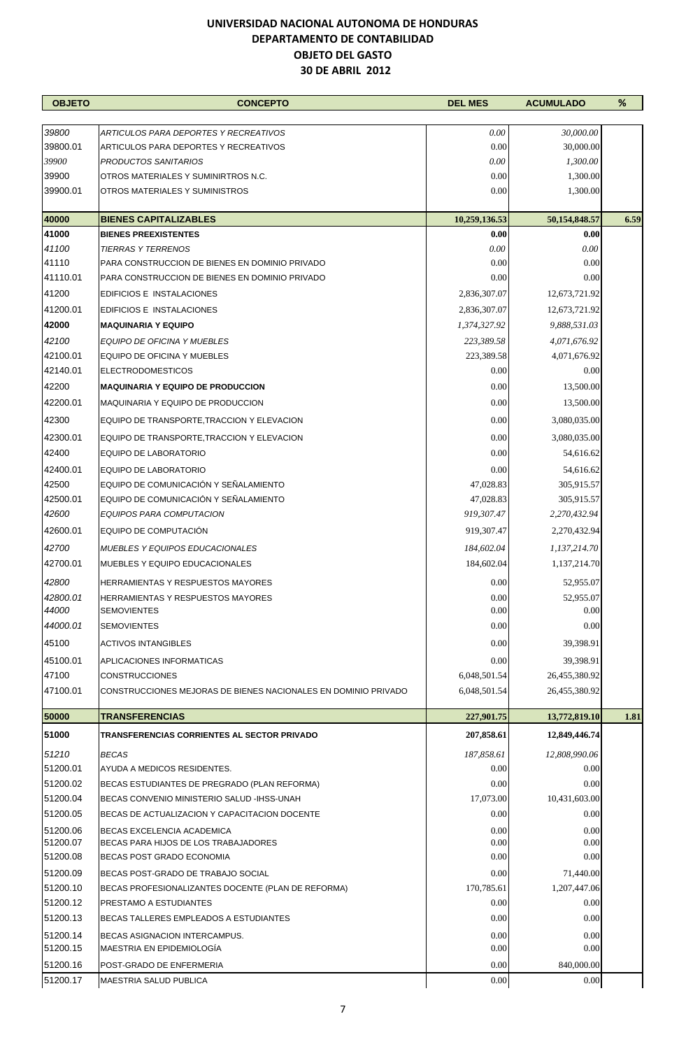# UNIVERSIDAD NACIONAL AUTONOMA DE HONDURAS
## DEPARTAMENTO DE CONTABILIDAD
## OBJETO DEL GASTO
## 30 DE ABRIL 2012

| OBJETO | CONCEPTO | DEL MES | ACUMULADO | % |
|---|---|---|---|---|
| *39800* | *ARTICULOS PARA DEPORTES Y RECREATIVOS* | *0.00* | *30,000.00* | |
| 39800.01 | ARTICULOS PARA DEPORTES Y RECREATIVOS | 0.00 | 30,000.00 | |
| *39900* | *PRODUCTOS SANITARIOS* | *0.00* | *1,300.00* | |
| 39900 | OTROS MATERIALES Y SUMINIRTROS N.C. | 0.00 | 1,300.00 | |
| 39900.01 | OTROS MATERIALES Y SUMINISTROS | 0.00 | 1,300.00 | |
| **40000** | **BIENES CAPITALIZABLES** | **10,259,136.53** | **50,154,848.57** | **6.59** |
| **41000** | **BIENES PREEXISTENTES** | **0.00** | **0.00** | |
| *41100* | *TIERRAS Y TERRENOS* | *0.00* | *0.00* | |
| 41110 | PARA CONSTRUCCION DE BIENES EN DOMINIO PRIVADO | 0.00 | 0.00 | |
| 41110.01 | PARA CONSTRUCCION DE BIENES EN DOMINIO PRIVADO | 0.00 | 0.00 | |
| 41200 | EDIFICIOS E INSTALACIONES | 2,836,307.07 | 12,673,721.92 | |
| 41200.01 | EDIFICIOS E INSTALACIONES | 2,836,307.07 | 12,673,721.92 | |
| **42000** | **MAQUINARIA Y EQUIPO** | *1,374,327.92* | *9,888,531.03* | |
| *42100* | *EQUIPO DE OFICINA Y MUEBLES* | *223,389.58* | *4,071,676.92* | |
| 42100.01 | EQUIPO DE OFICINA Y MUEBLES | 223,389.58 | 4,071,676.92 | |
| 42140.01 | ELECTRODOMESTICOS | 0.00 | 0.00 | |
| 42200 | **MAQUINARIA Y EQUIPO DE PRODUCCION** | 0.00 | 13,500.00 | |
| 42200.01 | MAQUINARIA Y EQUIPO DE PRODUCCION | 0.00 | 13,500.00 | |
| 42300 | EQUIPO DE TRANSPORTE,TRACCION Y ELEVACION | 0.00 | 3,080,035.00 | |
| 42300.01 | EQUIPO DE TRANSPORTE,TRACCION Y ELEVACION | 0.00 | 3,080,035.00 | |
| 42400 | EQUIPO DE LABORATORIO | 0.00 | 54,616.62 | |
| 42400.01 | EQUIPO DE LABORATORIO | 0.00 | 54,616.62 | |
| 42500 | EQUIPO DE COMUNICACIÓN Y SEÑALAMIENTO | 47,028.83 | 305,915.57 | |
| 42500.01 | EQUIPO DE COMUNICACIÓN Y SEÑALAMIENTO | 47,028.83 | 305,915.57 | |
| *42600* | *EQUIPOS PARA COMPUTACION* | *919,307.47* | *2,270,432.94* | |
| 42600.01 | EQUIPO DE COMPUTACIÓN | 919,307.47 | 2,270,432.94 | |
| *42700* | *MUEBLES Y EQUIPOS EDUCACIONALES* | *184,602.04* | *1,137,214.70* | |
| 42700.01 | MUEBLES Y EQUIPO EDUCACIONALES | 184,602.04 | 1,137,214.70 | |
| *42800* | HERRAMIENTAS Y RESPUESTOS MAYORES | 0.00 | 52,955.07 | |
| *42800.01* | HERRAMIENTAS Y RESPUESTOS MAYORES | 0.00 | 52,955.07 | |
| *44000* | SEMOVIENTES | 0.00 | 0.00 | |
| *44000.01* | SEMOVIENTES | 0.00 | 0.00 | |
| 45100 | ACTIVOS INTANGIBLES | 0.00 | 39,398.91 | |
| 45100.01 | APLICACIONES INFORMATICAS | 0.00 | 39,398.91 | |
| 47100 | CONSTRUCCIONES | 6,048,501.54 | 26,455,380.92 | |
| 47100.01 | CONSTRUCCIONES MEJORAS DE BIENES NACIONALES EN DOMINIO PRIVADO | 6,048,501.54 | 26,455,380.92 | |
| **50000** | **TRANSFERENCIAS** | **227,901.75** | **13,772,819.10** | **1.81** |
| **51000** | **TRANSFERENCIAS CORRIENTES AL SECTOR PRIVADO** | **207,858.61** | **12,849,446.74** | |
| *51210* | *BECAS* | *187,858.61* | *12,808,990.06* | |
| 51200.01 | AYUDA A MEDICOS RESIDENTES. | 0.00 | 0.00 | |
| 51200.02 | BECAS ESTUDIANTES DE PREGRADO (PLAN REFORMA) | 0.00 | 0.00 | |
| 51200.04 | BECAS CONVENIO MINISTERIO SALUD -IHSS-UNAH | 17,073.00 | 10,431,603.00 | |
| 51200.05 | BECAS DE ACTUALIZACION Y CAPACITACION DOCENTE | 0.00 | 0.00 | |
| 51200.06 | BECAS EXCELENCIA ACADEMICA | 0.00 | 0.00 | |
| 51200.07 | BECAS PARA HIJOS DE LOS TRABAJADORES | 0.00 | 0.00 | |
| 51200.08 | BECAS POST GRADO ECONOMIA | 0.00 | 0.00 | |
| 51200.09 | BECAS POST-GRADO DE TRABAJO SOCIAL | 0.00 | 71,440.00 | |
| 51200.10 | BECAS PROFESIONALIZANTES DOCENTE (PLAN DE REFORMA) | 170,785.61 | 1,207,447.06 | |
| 51200.12 | PRESTAMO A ESTUDIANTES | 0.00 | 0.00 | |
| 51200.13 | BECAS TALLERES EMPLEADOS A ESTUDIANTES | 0.00 | 0.00 | |
| 51200.14 | BECAS ASIGNACION INTERCAMPUS. | 0.00 | 0.00 | |
| 51200.15 | MAESTRIA EN EPIDEMIOLOGÍA | 0.00 | 0.00 | |
| 51200.16 | POST-GRADO DE ENFERMERIA | 0.00 | 840,000.00 | |
| 51200.17 | MAESTRIA SALUD PUBLICA | 0.00 | 0.00 | |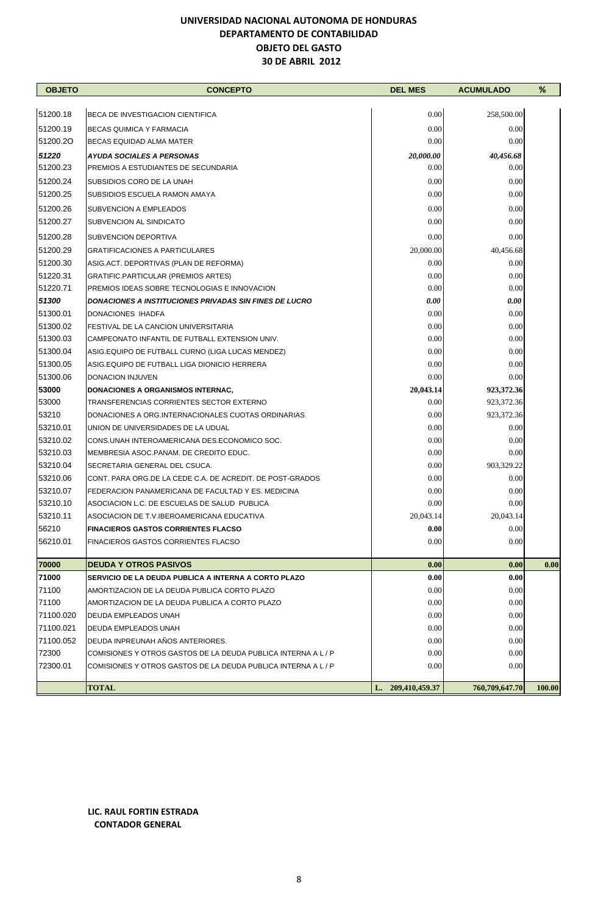**UNIVERSIDAD NACIONAL AUTONOMA DE HONDURAS**
**DEPARTAMENTO DE CONTABILIDAD**
**OBJETO DEL GASTO**
**30 DE ABRIL 2012**

| OBJETO | CONCEPTO | DEL MES | ACUMULADO | % |
|---|---|---|---|---|
| 51200.18 | BECA DE INVESTIGACION CIENTIFICA | 0.00 | 258,500.00 | |
| 51200.19 | BECAS QUIMICA Y FARMACIA | 0.00 | 0.00 | |
| 51200.2O | BECAS EQUIDAD ALMA MATER | 0.00 | 0.00 | |
| ***51220*** | ***AYUDA SOCIALES A PERSONAS*** | ***20,000.00*** | ***40,456.68*** | |
| 51200.23 | PREMIOS A ESTUDIANTES DE SECUNDARIA | 0.00 | 0.00 | |
| 51200.24 | SUBSIDIOS CORO DE LA UNAH | 0.00 | 0.00 | |
| 51200.25 | SUBSIDIOS ESCUELA RAMON AMAYA | 0.00 | 0.00 | |
| 51200.26 | SUBVENCION A EMPLEADOS | 0.00 | 0.00 | |
| 51200.27 | SUBVENCION AL SINDICATO | 0.00 | 0.00 | |
| 51200.28 | SUBVENCION DEPORTIVA | 0.00 | 0.00 | |
| 51200.29 | GRATIFICACIONES A PARTICULARES | 20,000.00 | 40,456.68 | |
| 51200.30 | ASIG.ACT. DEPORTIVAS (PLAN DE REFORMA) | 0.00 | 0.00 | |
| 51220.31 | GRATIFIC.PARTICULAR (PREMIOS ARTES) | 0.00 | 0.00 | |
| 51220.71 | PREMIOS IDEAS SOBRE TECNOLOGIAS E INNOVACION | 0.00 | 0.00 | |
| ***51300*** | ***DONACIONES A INSTITUCIONES PRIVADAS SIN FINES DE LUCRO*** | ***0.00*** | ***0.00*** | |
| 51300.01 | DONACIONES IHADFA | 0.00 | 0.00 | |
| 51300.02 | FESTIVAL DE LA CANCION UNIVERSITARIA | 0.00 | 0.00 | |
| 51300.03 | CAMPEONATO INFANTIL DE FUTBALL EXTENSION UNIV. | 0.00 | 0.00 | |
| 51300.04 | ASIG.EQUIPO DE FUTBALL CURNO (LIGA LUCAS MENDEZ) | 0.00 | 0.00 | |
| 51300.05 | ASIG.EQUIPO DE FUTBALL LIGA DIONICIO HERRERA | 0.00 | 0.00 | |
| 51300.06 | DONACION INJUVEN | 0.00 | 0.00 | |
| **53000** | **DONACIONES A ORGANISMOS INTERNAC,** | **20,043.14** | **923,372.36** | |
| 53000 | TRANSFERENCIAS CORRIENTES SECTOR EXTERNO | 0.00 | 923,372.36 | |
| 53210 | DONACIONES A ORG.INTERNACIONALES CUOTAS ORDINARIAS | 0.00 | 923,372.36 | |
| 53210.01 | UNION DE UNIVERSIDADES DE LA UDUAL | 0.00 | 0.00 | |
| 53210.02 | CONS.UNAH INTEROAMERICANA DES.ECONOMICO SOC. | 0.00 | 0.00 | |
| 53210.03 | MEMBRESIA ASOC.PANAM. DE CREDITO EDUC. | 0.00 | 0.00 | |
| 53210.04 | SECRETARIA GENERAL DEL CSUCA. | 0.00 | 903,329.22 | |
| 53210.06 | CONT. PARA ORG.DE LA CEDE C.A. DE ACREDIT. DE POST-GRADOS | 0.00 | 0.00 | |
| 53210.07 | FEDERACION PANAMERICANA DE FACULTAD Y ES. MEDICINA | 0.00 | 0.00 | |
| 53210.10 | ASOCIACION L.C. DE ESCUELAS DE SALUD PUBLICA | 0.00 | 0.00 | |
| 53210.11 | ASOCIACION DE T.V.IBEROAMERICANA EDUCATIVA | 20,043.14 | 20,043.14 | |
| 56210 | **FINACIEROS GASTOS CORRIENTES FLACSO** | **0.00** | 0.00 | |
| 56210.01 | FINACIEROS GASTOS CORRIENTES FLACSO | 0.00 | 0.00 | |
| **70000** | **DEUDA Y OTROS PASIVOS** | **0.00** | **0.00** | **0.00** |
| **71000** | **SERVICIO DE LA DEUDA PUBLICA A INTERNA A CORTO PLAZO** | **0.00** | **0.00** | |
| 71100 | AMORTIZACION DE LA DEUDA PUBLICA CORTO PLAZO | 0.00 | 0.00 | |
| 71100 | AMORTIZACION DE LA DEUDA PUBLICA A CORTO PLAZO | 0.00 | 0.00 | |
| 71100.020 | DEUDA EMPLEADOS UNAH | 0.00 | 0.00 | |
| 71100.021 | DEUDA EMPLEADOS UNAH | 0.00 | 0.00 | |
| 71100.052 | DEUDA INPREUNAH AÑOS ANTERIORES. | 0.00 | 0.00 | |
| 72300 | COMISIONES Y OTROS GASTOS DE LA DEUDA PUBLICA INTERNA A L / P | 0.00 | 0.00 | |
| 72300.01 | COMISIONES Y OTROS GASTOS DE LA DEUDA PUBLICA INTERNA A L / P | 0.00 | 0.00 | |
| | **TOTAL** | **L. 209,410,459.37** | **760,709,647.70** | **100.00** |

**LIC. RAUL FORTIN ESTRADA**
**CONTADOR GENERAL**